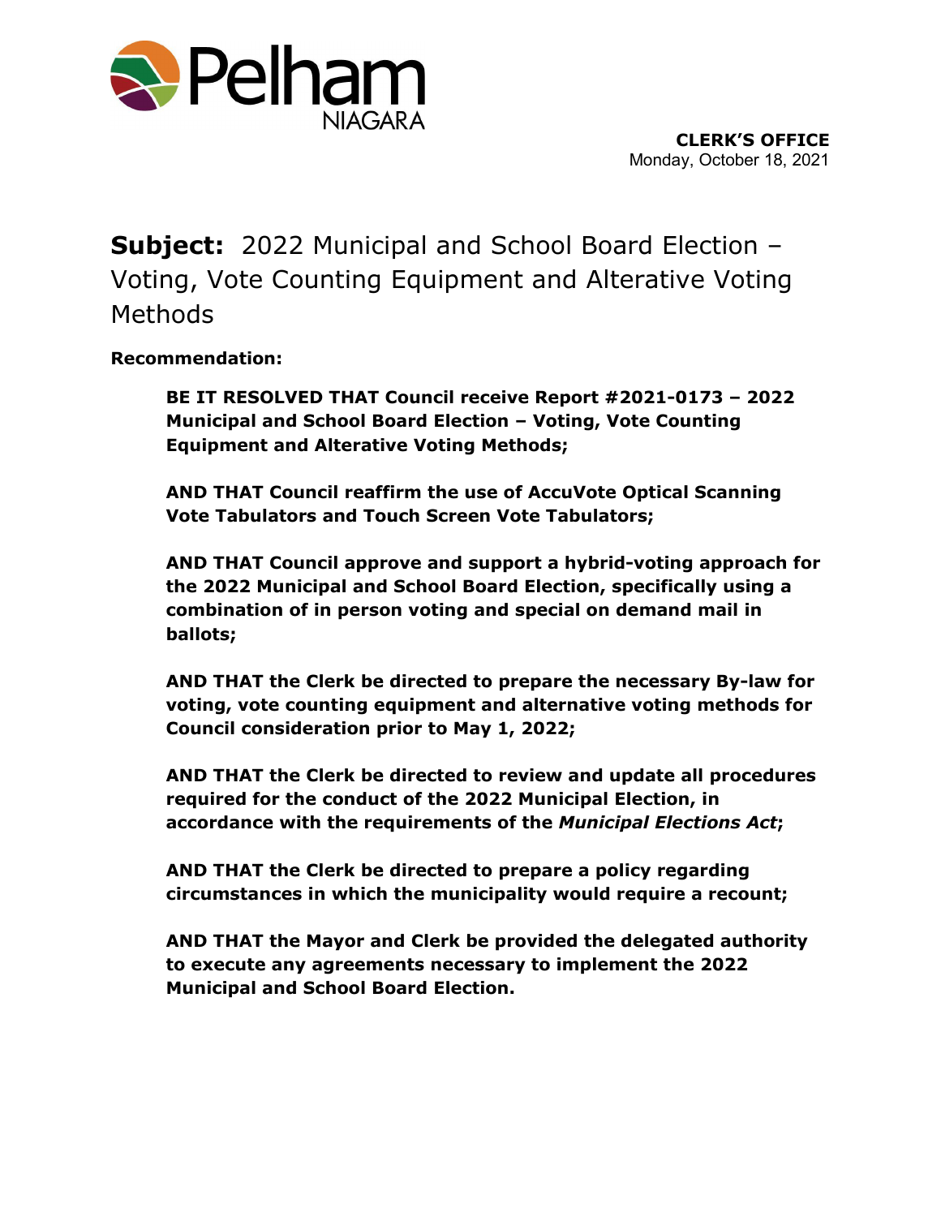Pelham NIAGARA

**CLERK'S OFFICE**
Monday, October 18, 2021

# Subject: 2022 Municipal and School Board Election – Voting, Vote Counting Equipment and Alterative Voting Methods

**Recommendation:**

**BE IT RESOLVED THAT Council receive Report #2021-0173 – 2022 Municipal and School Board Election – Voting, Vote Counting Equipment and Alterative Voting Methods;**

**AND THAT Council reaffirm the use of AccuVote Optical Scanning Vote Tabulators and Touch Screen Vote Tabulators;**

**AND THAT Council approve and support a hybrid-voting approach for the 2022 Municipal and School Board Election, specifically using a combination of in person voting and special on demand mail in ballots;**

**AND THAT the Clerk be directed to prepare the necessary By-law for voting, vote counting equipment and alternative voting methods for Council consideration prior to May 1, 2022;**

**AND THAT the Clerk be directed to review and update all procedures required for the conduct of the 2022 Municipal Election, in accordance with the requirements of the *Municipal Elections Act*;**

**AND THAT the Clerk be directed to prepare a policy regarding circumstances in which the municipality would require a recount;**

**AND THAT the Mayor and Clerk be provided the delegated authority to execute any agreements necessary to implement the 2022 Municipal and School Board Election.**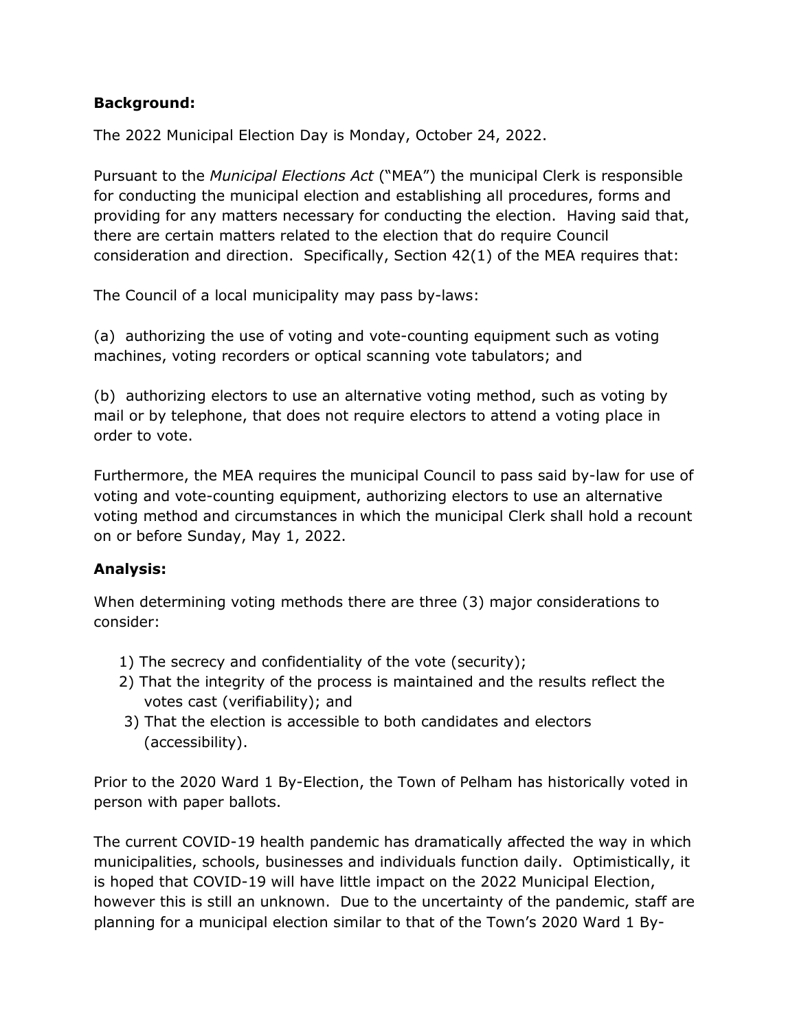**Background:**

The 2022 Municipal Election Day is Monday, October 24, 2022.

Pursuant to the *Municipal Elections Act* ("MEA") the municipal Clerk is responsible for conducting the municipal election and establishing all procedures, forms and providing for any matters necessary for conducting the election. Having said that, there are certain matters related to the election that do require Council consideration and direction. Specifically, Section 42(1) of the MEA requires that:

The Council of a local municipality may pass by-laws:

(a) authorizing the use of voting and vote-counting equipment such as voting machines, voting recorders or optical scanning vote tabulators; and

(b) authorizing electors to use an alternative voting method, such as voting by mail or by telephone, that does not require electors to attend a voting place in order to vote.

Furthermore, the MEA requires the municipal Council to pass said by-law for use of voting and vote-counting equipment, authorizing electors to use an alternative voting method and circumstances in which the municipal Clerk shall hold a recount on or before Sunday, May 1, 2022.

**Analysis:**

When determining voting methods there are three (3) major considerations to consider:

1) The secrecy and confidentiality of the vote (security);
2) That the integrity of the process is maintained and the results reflect the votes cast (verifiability); and
3) That the election is accessible to both candidates and electors (accessibility).

Prior to the 2020 Ward 1 By-Election, the Town of Pelham has historically voted in person with paper ballots.

The current COVID-19 health pandemic has dramatically affected the way in which municipalities, schools, businesses and individuals function daily. Optimistically, it is hoped that COVID-19 will have little impact on the 2022 Municipal Election, however this is still an unknown. Due to the uncertainty of the pandemic, staff are planning for a municipal election similar to that of the Town's 2020 Ward 1 By-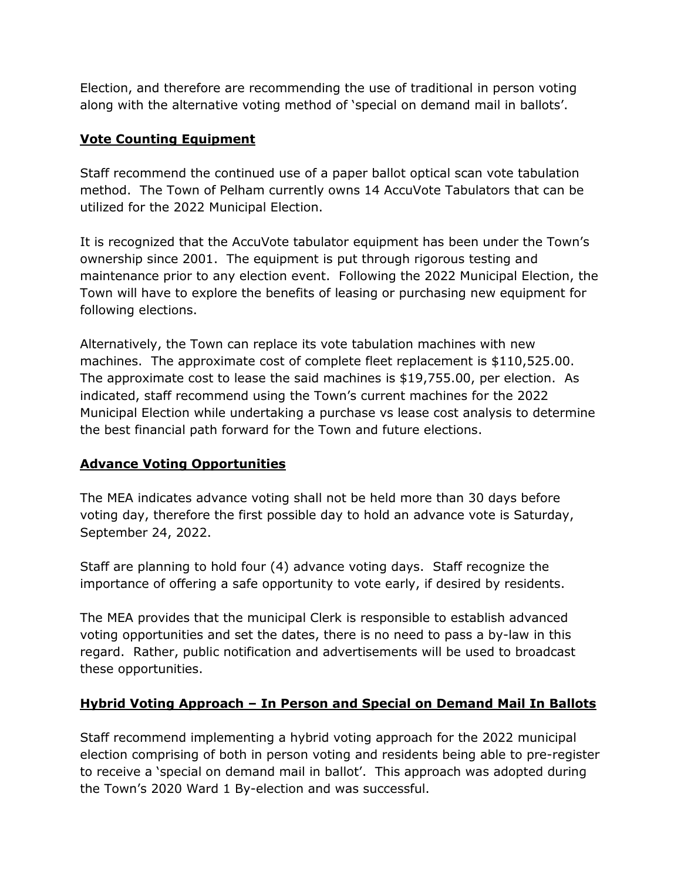Election, and therefore are recommending the use of traditional in person voting along with the alternative voting method of 'special on demand mail in ballots'.

## **Vote Counting Equipment**

Staff recommend the continued use of a paper ballot optical scan vote tabulation method. The Town of Pelham currently owns 14 AccuVote Tabulators that can be utilized for the 2022 Municipal Election.

It is recognized that the AccuVote tabulator equipment has been under the Town's ownership since 2001. The equipment is put through rigorous testing and maintenance prior to any election event. Following the 2022 Municipal Election, the Town will have to explore the benefits of leasing or purchasing new equipment for following elections.

Alternatively, the Town can replace its vote tabulation machines with new machines. The approximate cost of complete fleet replacement is $110,525.00. The approximate cost to lease the said machines is $19,755.00, per election. As indicated, staff recommend using the Town's current machines for the 2022 Municipal Election while undertaking a purchase vs lease cost analysis to determine the best financial path forward for the Town and future elections.

## **Advance Voting Opportunities**

The MEA indicates advance voting shall not be held more than 30 days before voting day, therefore the first possible day to hold an advance vote is Saturday, September 24, 2022.

Staff are planning to hold four (4) advance voting days. Staff recognize the importance of offering a safe opportunity to vote early, if desired by residents.

The MEA provides that the municipal Clerk is responsible to establish advanced voting opportunities and set the dates, there is no need to pass a by-law in this regard. Rather, public notification and advertisements will be used to broadcast these opportunities.

## **Hybrid Voting Approach – In Person and Special on Demand Mail In Ballots**

Staff recommend implementing a hybrid voting approach for the 2022 municipal election comprising of both in person voting and residents being able to pre-register to receive a 'special on demand mail in ballot'. This approach was adopted during the Town's 2020 Ward 1 By-election and was successful.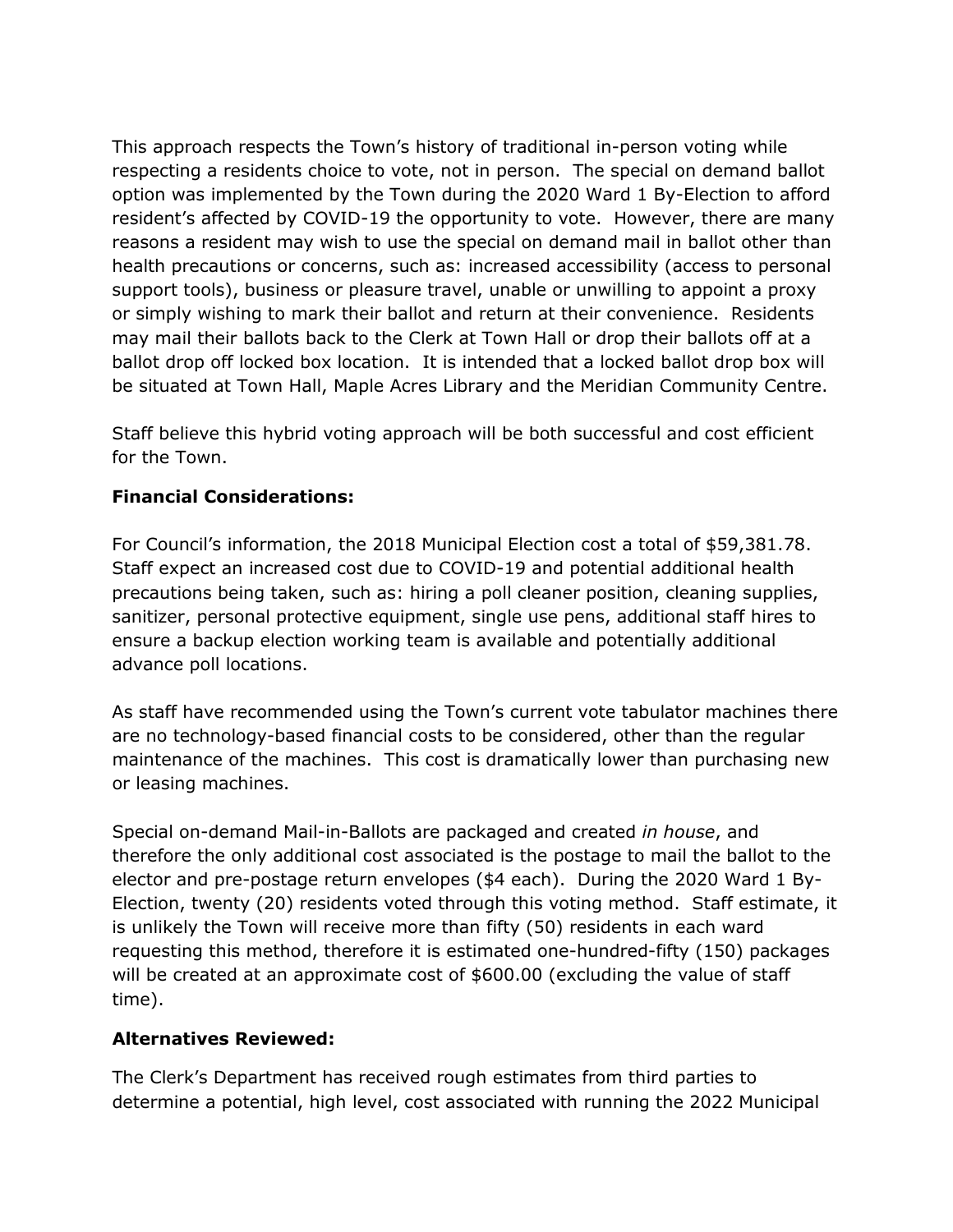This approach respects the Town's history of traditional in-person voting while respecting a residents choice to vote, not in person. The special on demand ballot option was implemented by the Town during the 2020 Ward 1 By-Election to afford resident's affected by COVID-19 the opportunity to vote. However, there are many reasons a resident may wish to use the special on demand mail in ballot other than health precautions or concerns, such as: increased accessibility (access to personal support tools), business or pleasure travel, unable or unwilling to appoint a proxy or simply wishing to mark their ballot and return at their convenience. Residents may mail their ballots back to the Clerk at Town Hall or drop their ballots off at a ballot drop off locked box location. It is intended that a locked ballot drop box will be situated at Town Hall, Maple Acres Library and the Meridian Community Centre.

Staff believe this hybrid voting approach will be both successful and cost efficient for the Town.

**Financial Considerations:**

For Council's information, the 2018 Municipal Election cost a total of $59,381.78. Staff expect an increased cost due to COVID-19 and potential additional health precautions being taken, such as: hiring a poll cleaner position, cleaning supplies, sanitizer, personal protective equipment, single use pens, additional staff hires to ensure a backup election working team is available and potentially additional advance poll locations.

As staff have recommended using the Town's current vote tabulator machines there are no technology-based financial costs to be considered, other than the regular maintenance of the machines. This cost is dramatically lower than purchasing new or leasing machines.

Special on-demand Mail-in-Ballots are packaged and created *in house*, and therefore the only additional cost associated is the postage to mail the ballot to the elector and pre-postage return envelopes ($4 each). During the 2020 Ward 1 By-Election, twenty (20) residents voted through this voting method. Staff estimate, it is unlikely the Town will receive more than fifty (50) residents in each ward requesting this method, therefore it is estimated one-hundred-fifty (150) packages will be created at an approximate cost of $600.00 (excluding the value of staff time).

**Alternatives Reviewed:**

The Clerk's Department has received rough estimates from third parties to determine a potential, high level, cost associated with running the 2022 Municipal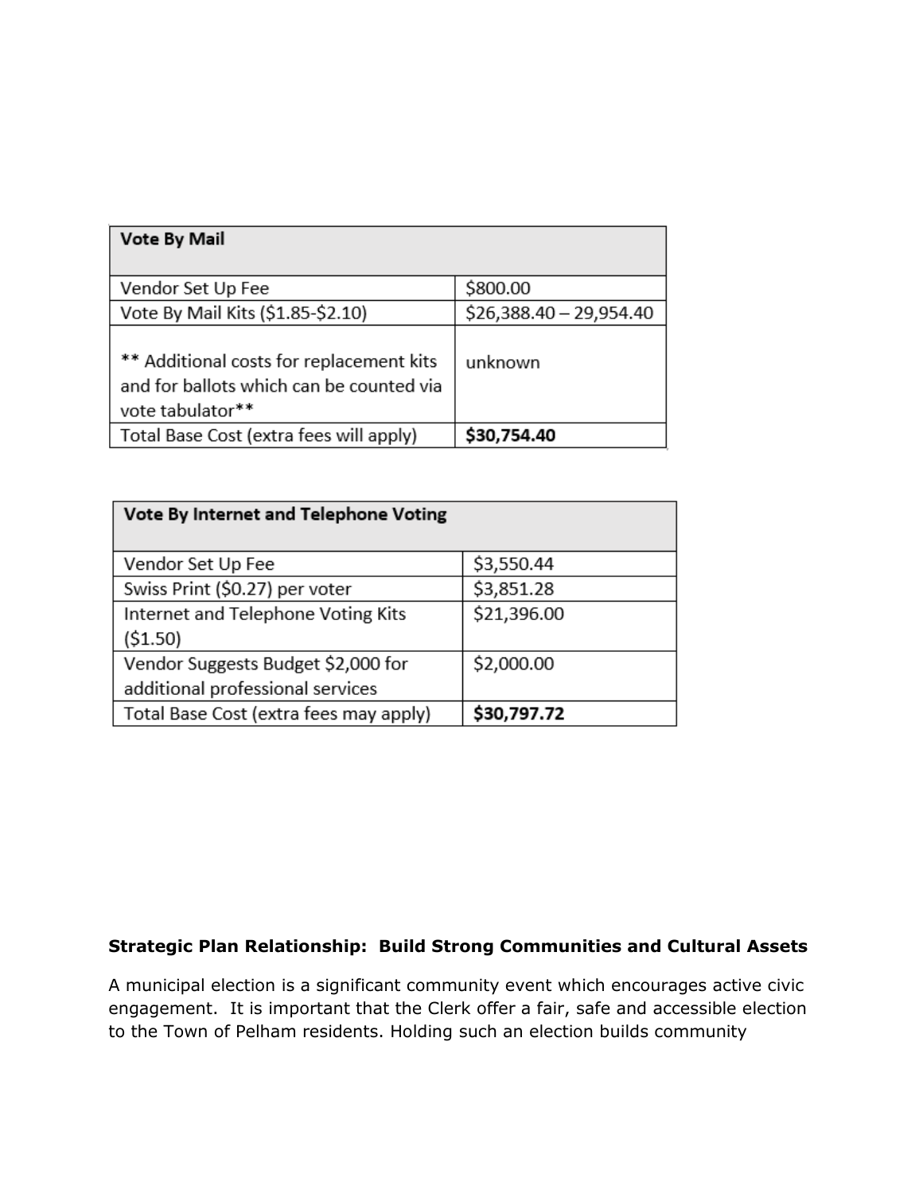| Vote By Mail | |
|---|---|
| Vendor Set Up Fee | $800.00 |
| Vote By Mail Kits ($1.85-$2.10) | $26,388.40 – 29,954.40 |
| ** Additional costs for replacement kits and for ballots which can be counted via vote tabulator** | unknown |
| Total Base Cost (extra fees will apply) | **$30,754.40** |

| Vote By Internet and Telephone Voting | |
|---|---|
| Vendor Set Up Fee | $3,550.44 |
| Swiss Print ($0.27) per voter | $3,851.28 |
| Internet and Telephone Voting Kits ($1.50) | $21,396.00 |
| Vendor Suggests Budget $2,000 for additional professional services | $2,000.00 |
| Total Base Cost (extra fees may apply) | **$30,797.72** |

**Strategic Plan Relationship: Build Strong Communities and Cultural Assets**

A municipal election is a significant community event which encourages active civic engagement. It is important that the Clerk offer a fair, safe and accessible election to the Town of Pelham residents. Holding such an election builds community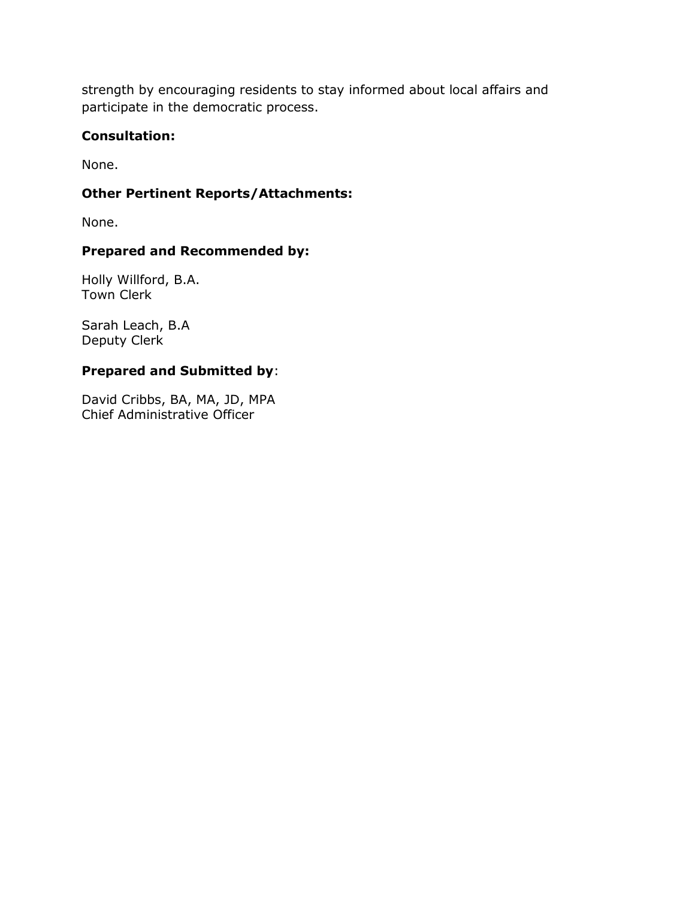strength by encouraging residents to stay informed about local affairs and participate in the democratic process.

### Consultation:

None.

### Other Pertinent Reports/Attachments:

None.

### Prepared and Recommended by:

Holly Willford, B.A.
Town Clerk

Sarah Leach, B.A
Deputy Clerk

### Prepared and Submitted by:

David Cribbs, BA, MA, JD, MPA
Chief Administrative Officer